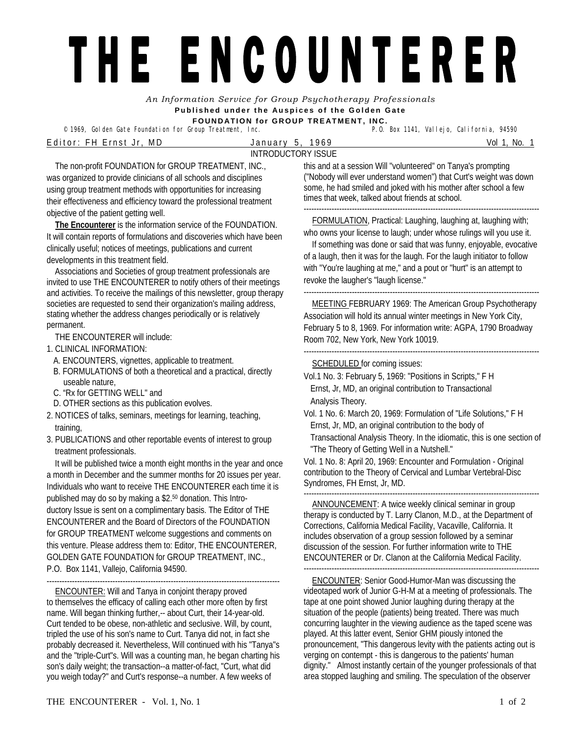# THE ENCOUNTERER

*An Information Service for Group Psychotherapy Professionals*

**Published under the Auspices of the Golden Gate FOUNDATION for GROUP TREATMENT, INC.**

© 1969, Golden Gate Foundation for Group Treatment, Inc. P.O. Box 1141, Vallejo, California, 94590

Editor: FH Ernst Jr, MD — January 5, 1969 — Vol 1, No. 1

INTRODUCTORY ISSUE

The non-profit FOUNDATION for GROUP TREATMENT, INC., was organized to provide clinicians of all schools and disciplines using group treatment methods with opportunities for increasing their effectiveness and efficiency toward the professional treatment objective of the patient getting well.

**The Encounterer** is the information service of the FOUNDATION. It will contain reports of formulations and discoveries which have been clinically useful; notices of meetings, publications and current developments in this treatment field.

Associations and Societies of group treatment professionals are invited to use THE ENCOUNTERER to notify others of their meetings and activities. To receive the mailings of this newsletter, group therapy societies are requested to send their organization's mailing address, stating whether the address changes periodically or is relatively permanent.

THE ENCOUNTERER will include:

1. CLINICAL INFORMATION:
   - A. ENCOUNTERS, vignettes, applicable to treatment.
   - B. FORMULATIONS of both a theoretical and a practical, directly useable nature,
   - C. "Rx for GETTING WELL" and
   - D. OTHER sections as this publication evolves.
2. NOTICES of talks, seminars, meetings for learning, teaching, training,
3. PUBLICATIONS and other reportable events of interest to group treatment professionals.

It will be published twice a month eight months in the year and once a month in December and the summer months for 20 issues per year. Individuals who want to receive THE ENCOUNTERER each time it is published may do so by making a $2.50 donation. This Introductory Issue is sent on a complimentary basis. The Editor of THE ENCOUNTERER and the Board of Directors of the FOUNDATION for GROUP TREATMENT welcome suggestions and comments on this venture. Please address them to: Editor, THE ENCOUNTERER, GOLDEN GATE FOUNDATION for GROUP TREATMENT, INC., P.O. Box 1141, Vallejo, California 94590.

---

ENCOUNTER: Will and Tanya in conjoint therapy proved to themselves the efficacy of calling each other more often by first name. Will began thinking further,-- about Curt, their 14-year-old. Curt tended to be obese, non-athletic and seclusive. Will, by count, tripled the use of his son's name to Curt. Tanya did not, in fact she probably decreased it. Nevertheless, Will continued with his "Tanya"s and the "triple-Curt"s. Will was a counting man, he began charting his son's daily weight; the transaction--a matter-of-fact, "Curt, what did you weigh today?" and Curt's response--a number. A few weeks of this and at a session Will "volunteered" on Tanya's prompting ("Nobody will ever understand women") that Curt's weight was down some, he had smiled and joked with his mother after school a few times that week, talked about friends at school.

---

FORMULATION, Practical: Laughing, laughing at, laughing with; who owns your license to laugh; under whose rulings will you use it.

If something was done or said that was funny, enjoyable, evocative of a laugh, then it was for the laugh. For the laugh initiator to follow with "You're laughing at me," and a pout or "hurt" is an attempt to revoke the laugher's "laugh license."

---

MEETING FEBRUARY 1969: The American Group Psychotherapy Association will hold its annual winter meetings in New York City, February 5 to 8, 1969. For information write: AGPA, 1790 Broadway Room 702, New York, New York 10019.

---

SCHEDULED for coming issues:

Vol.1 No. 3: February 5, 1969: "Positions in Scripts," F H Ernst, Jr, MD, an original contribution to Transactional Analysis Theory.

Vol. 1 No. 6: March 20, 1969: Formulation of "Life Solutions," F H Ernst, Jr, MD, an original contribution to the body of Transactional Analysis Theory. In the idiomatic, this is one section of "The Theory of Getting Well in a Nutshell."

Vol. 1 No. 8: April 20, 1969: Encounter and Formulation - Original contribution to the Theory of Cervical and Lumbar Vertebral-Disc Syndromes, FH Ernst, Jr, MD.

---

ANNOUNCEMENT: A twice weekly clinical seminar in group therapy is conducted by T. Larry Clanon, M.D., at the Department of Corrections, California Medical Facility, Vacaville, California. It includes observation of a group session followed by a seminar discussion of the session. For further information write to THE ENCOUNTERER or Dr. Clanon at the California Medical Facility.

---

ENCOUNTER: Senior Good-Humor-Man was discussing the videotaped work of Junior G-H-M at a meeting of professionals. The tape at one point showed Junior laughing during therapy at the situation of the people (patients) being treated. There was much concurring laughter in the viewing audience as the taped scene was played. At this latter event, Senior GHM piously intoned the pronouncement, "This dangerous levity with the patients acting out is verging on contempt - this is dangerous to the patients' human dignity." Almost instantly certain of the younger professionals of that area stopped laughing and smiling. The speculation of the observer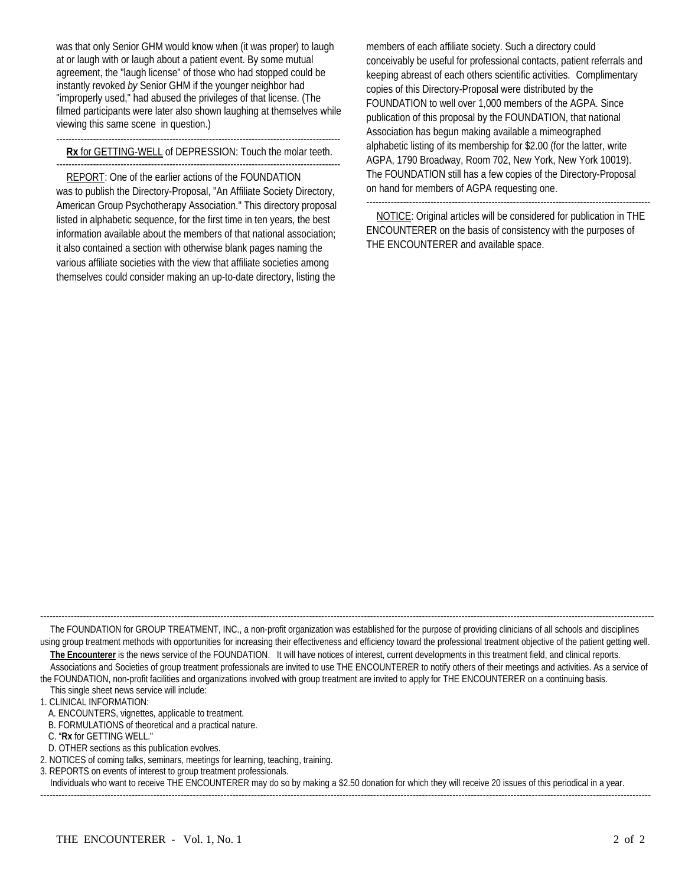was that only Senior GHM would know when (it was proper) to laugh at or laugh with or laugh about a patient event. By some mutual agreement, the "laugh license" of those who had stopped could be instantly revoked *by* Senior GHM if the younger neighbor had "improperly used," had abused the privileges of that license. (The filmed participants were later also shown laughing at themselves while viewing this same scene in question.)

---

**Rx** for GETTING-WELL of DEPRESSION: Touch the molar teeth.

---

REPORT: One of the earlier actions of the FOUNDATION was to publish the Directory-Proposal, "An Affiliate Society Directory, American Group Psychotherapy Association." This directory proposal listed in alphabetic sequence, for the first time in ten years, the best information available about the members of that national association; it also contained a section with otherwise blank pages naming the various affiliate societies with the view that affiliate societies among themselves could consider making an up-to-date directory, listing the members of each affiliate society. Such a directory could conceivably be useful for professional contacts, patient referrals and keeping abreast of each others scientific activities. Complimentary copies of this Directory-Proposal were distributed by the FOUNDATION to well over 1,000 members of the AGPA. Since publication of this proposal by the FOUNDATION, that national Association has begun making available a mimeographed alphabetic listing of its membership for $2.00 (for the latter, write AGPA, 1790 Broadway, Room 702, New York, New York 10019). The FOUNDATION still has a few copies of the Directory-Proposal on hand for members of AGPA requesting one.

---

NOTICE: Original articles will be considered for publication in THE ENCOUNTERER on the basis of consistency with the purposes of THE ENCOUNTERER and available space.

---

The FOUNDATION for GROUP TREATMENT, INC., a non-profit organization was established for the purpose of providing clinicians of all schools and disciplines using group treatment methods with opportunities for increasing their effectiveness and efficiency toward the professional treatment objective of the patient getting well.

**The Encounterer** is the news service of the FOUNDATION. It will have notices of interest, current developments in this treatment field, and clinical reports.

Associations and Societies of group treatment professionals are invited to use THE ENCOUNTERER to notify others of their meetings and activities. As a service of the FOUNDATION, non-profit facilities and organizations involved with group treatment are invited to apply for THE ENCOUNTERER on a continuing basis.

This single sheet news service will include:

1. CLINICAL INFORMATION:
   A. ENCOUNTERS, vignettes, applicable to treatment.
   B. FORMULATIONS of theoretical and a practical nature.
   C. "**Rx** for GETTING WELL."
   D. OTHER sections as this publication evolves.
2. NOTICES of coming talks, seminars, meetings for learning, teaching, training.
3. REPORTS on events of interest to group treatment professionals.

Individuals who want to receive THE ENCOUNTERER may do so by making a $2.50 donation for which they will receive 20 issues of this periodical in a year.

---